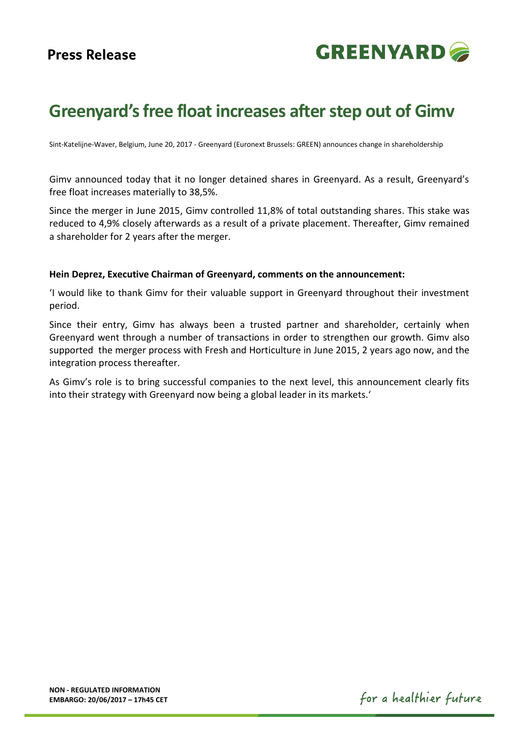**Press Release**

GREENYARD

# Greenyard's free float increases after step out of Gimv

Sint-Katelijne-Waver, Belgium, June 20, 2017 - Greenyard (Euronext Brussels: GREEN) announces change in shareholdership

Gimv announced today that it no longer detained shares in Greenyard. As a result, Greenyard's free float increases materially to 38,5%.

Since the merger in June 2015, Gimv controlled 11,8% of total outstanding shares. This stake was reduced to 4,9% closely afterwards as a result of a private placement. Thereafter, Gimv remained a shareholder for 2 years after the merger.

**Hein Deprez, Executive Chairman of Greenyard, comments on the announcement:**

'I would like to thank Gimv for their valuable support in Greenyard throughout their investment period.

Since their entry, Gimv has always been a trusted partner and shareholder, certainly when Greenyard went through a number of transactions in order to strengthen our growth. Gimv also supported the merger process with Fresh and Horticulture in June 2015, 2 years ago now, and the integration process thereafter.

As Gimv's role is to bring successful companies to the next level, this announcement clearly fits into their strategy with Greenyard now being a global leader in its markets.'

**NON - REGULATED INFORMATION**
**EMBARGO: 20/06/2017 – 17h45 CET**

*for a healthier future*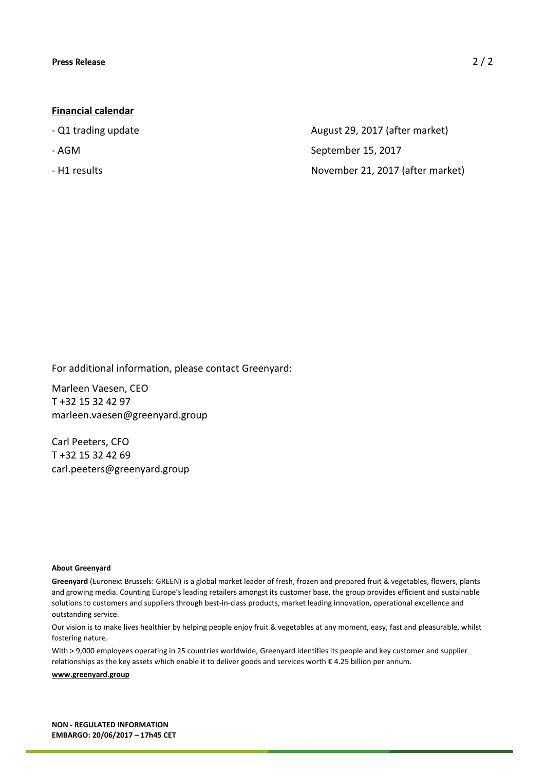## Financial calendar

| | |
|---|---|
| - Q1 trading update | August 29, 2017 (after market) |
| - AGM | September 15, 2017 |
| - H1 results | November 21, 2017 (after market) |

For additional information, please contact Greenyard:

Marleen Vaesen, CEO
T +32 15 32 42 97
marleen.vaesen@greenyard.group

Carl Peeters, CFO
T +32 15 32 42 69
carl.peeters@greenyard.group

**About Greenyard**

**Greenyard** (Euronext Brussels: GREEN) is a global market leader of fresh, frozen and prepared fruit & vegetables, flowers, plants and growing media. Counting Europe's leading retailers amongst its customer base, the group provides efficient and sustainable solutions to customers and suppliers through best-in-class products, market leading innovation, operational excellence and outstanding service.

Our vision is to make lives healthier by helping people enjoy fruit & vegetables at any moment, easy, fast and pleasurable, whilst fostering nature.

With > 9,000 employees operating in 25 countries worldwide, Greenyard identifies its people and key customer and supplier relationships as the key assets which enable it to deliver goods and services worth € 4.25 billion per annum.

**www.greenyard.group**

**NON - REGULATED INFORMATION**
**EMBARGO: 20/06/2017 – 17h45 CET**